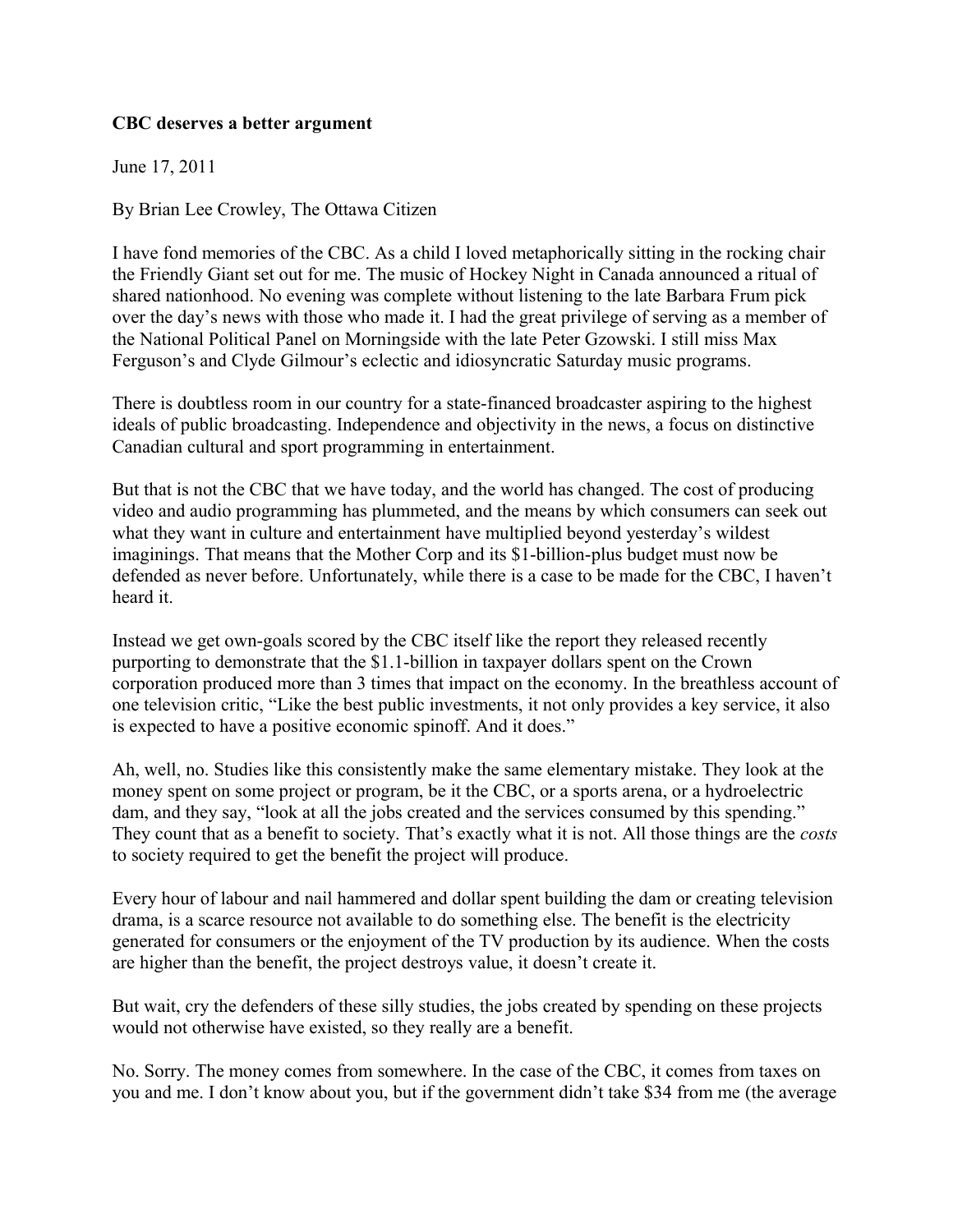**CBC deserves a better argument**

June 17, 2011

By Brian Lee Crowley, The Ottawa Citizen

I have fond memories of the CBC. As a child I loved metaphorically sitting in the rocking chair the Friendly Giant set out for me. The music of Hockey Night in Canada announced a ritual of shared nationhood. No evening was complete without listening to the late Barbara Frum pick over the day's news with those who made it. I had the great privilege of serving as a member of the National Political Panel on Morningside with the late Peter Gzowski. I still miss Max Ferguson's and Clyde Gilmour's eclectic and idiosyncratic Saturday music programs.

There is doubtless room in our country for a state-financed broadcaster aspiring to the highest ideals of public broadcasting. Independence and objectivity in the news, a focus on distinctive Canadian cultural and sport programming in entertainment.

But that is not the CBC that we have today, and the world has changed. The cost of producing video and audio programming has plummeted, and the means by which consumers can seek out what they want in culture and entertainment have multiplied beyond yesterday's wildest imaginings. That means that the Mother Corp and its $1-billion-plus budget must now be defended as never before. Unfortunately, while there is a case to be made for the CBC, I haven't heard it.

Instead we get own-goals scored by the CBC itself like the report they released recently purporting to demonstrate that the $1.1-billion in taxpayer dollars spent on the Crown corporation produced more than 3 times that impact on the economy. In the breathless account of one television critic, "Like the best public investments, it not only provides a key service, it also is expected to have a positive economic spinoff. And it does."

Ah, well, no. Studies like this consistently make the same elementary mistake. They look at the money spent on some project or program, be it the CBC, or a sports arena, or a hydroelectric dam, and they say, "look at all the jobs created and the services consumed by this spending." They count that as a benefit to society. That's exactly what it is not. All those things are the *costs* to society required to get the benefit the project will produce.

Every hour of labour and nail hammered and dollar spent building the dam or creating television drama, is a scarce resource not available to do something else. The benefit is the electricity generated for consumers or the enjoyment of the TV production by its audience. When the costs are higher than the benefit, the project destroys value, it doesn't create it.

But wait, cry the defenders of these silly studies, the jobs created by spending on these projects would not otherwise have existed, so they really are a benefit.

No. Sorry. The money comes from somewhere. In the case of the CBC, it comes from taxes on you and me. I don't know about you, but if the government didn't take $34 from me (the average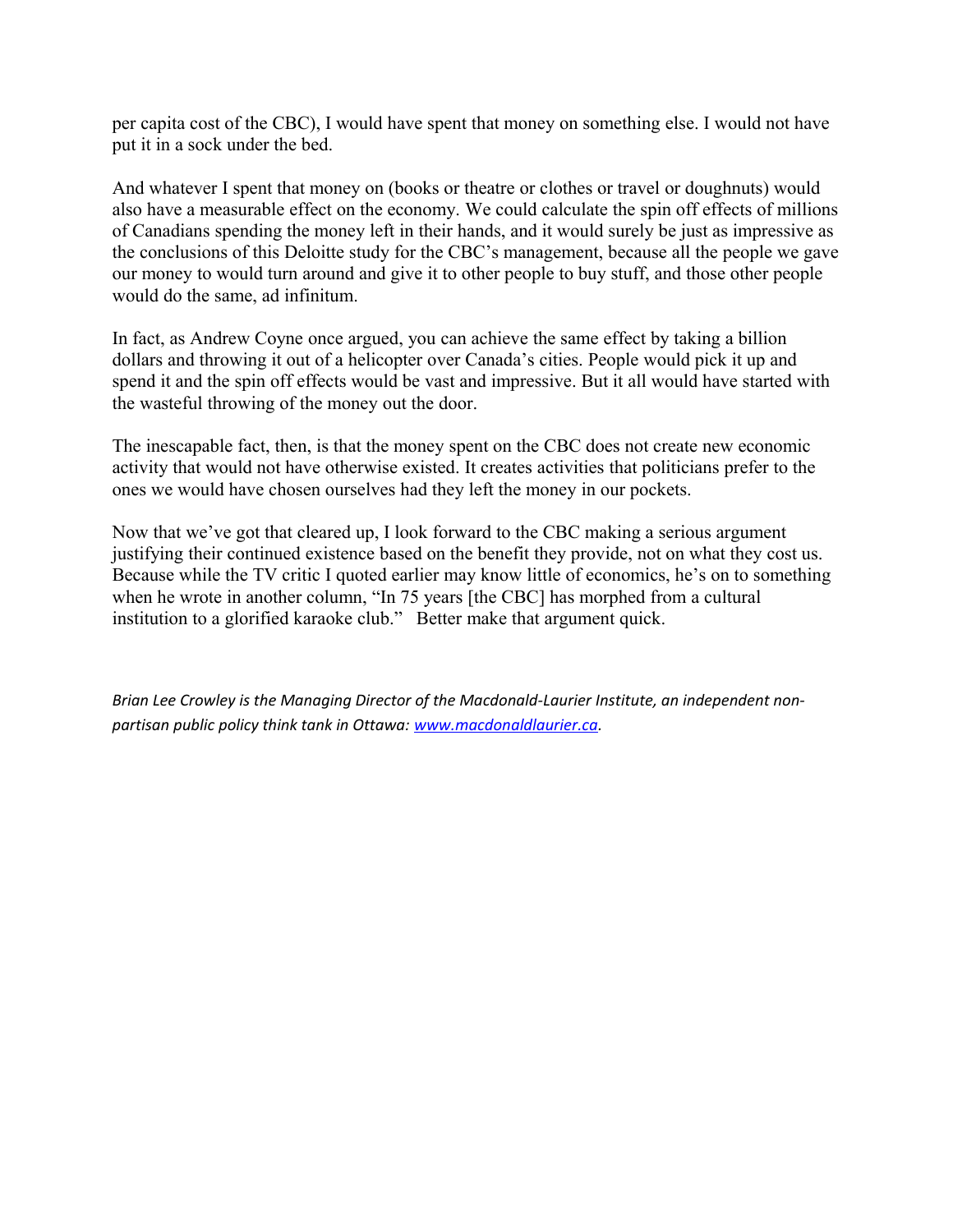per capita cost of the CBC), I would have spent that money on something else. I would not have put it in a sock under the bed.

And whatever I spent that money on (books or theatre or clothes or travel or doughnuts) would also have a measurable effect on the economy. We could calculate the spin off effects of millions of Canadians spending the money left in their hands, and it would surely be just as impressive as the conclusions of this Deloitte study for the CBC's management, because all the people we gave our money to would turn around and give it to other people to buy stuff, and those other people would do the same, ad infinitum.

In fact, as Andrew Coyne once argued, you can achieve the same effect by taking a billion dollars and throwing it out of a helicopter over Canada's cities. People would pick it up and spend it and the spin off effects would be vast and impressive. But it all would have started with the wasteful throwing of the money out the door.

The inescapable fact, then, is that the money spent on the CBC does not create new economic activity that would not have otherwise existed. It creates activities that politicians prefer to the ones we would have chosen ourselves had they left the money in our pockets.

Now that we've got that cleared up, I look forward to the CBC making a serious argument justifying their continued existence based on the benefit they provide, not on what they cost us. Because while the TV critic I quoted earlier may know little of economics, he's on to something when he wrote in another column, "In 75 years [the CBC] has morphed from a cultural institution to a glorified karaoke club." Better make that argument quick.

*Brian Lee Crowley is the Managing Director of the Macdonald-Laurier Institute, an independent non-partisan public policy think tank in Ottawa: [www.macdonaldlaurier.ca](http://www.macdonaldlaurier.ca).*